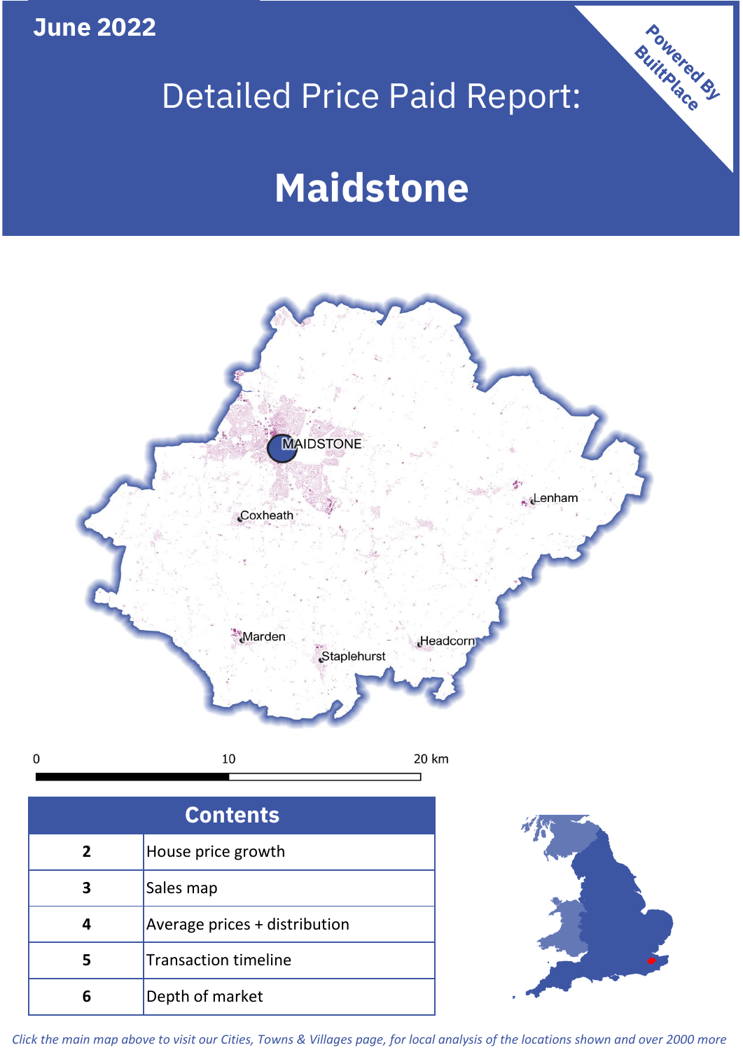June 2022

# Detailed Price Paid Report:

# Maidstone

Powered By BuiltPlace

MAIDSTONE

Lenham

Coxheath

Marden

Headcorn

Staplehurst

0 10 20 km

| Contents | |
|---|---|
| 2 | House price growth |
| 3 | Sales map |
| 4 | Average prices + distribution |
| 5 | Transaction timeline |
| 6 | Depth of market |

*Click the main map above to visit our Cities, Towns & Villages page, for local analysis of the locations shown and over 2000 more*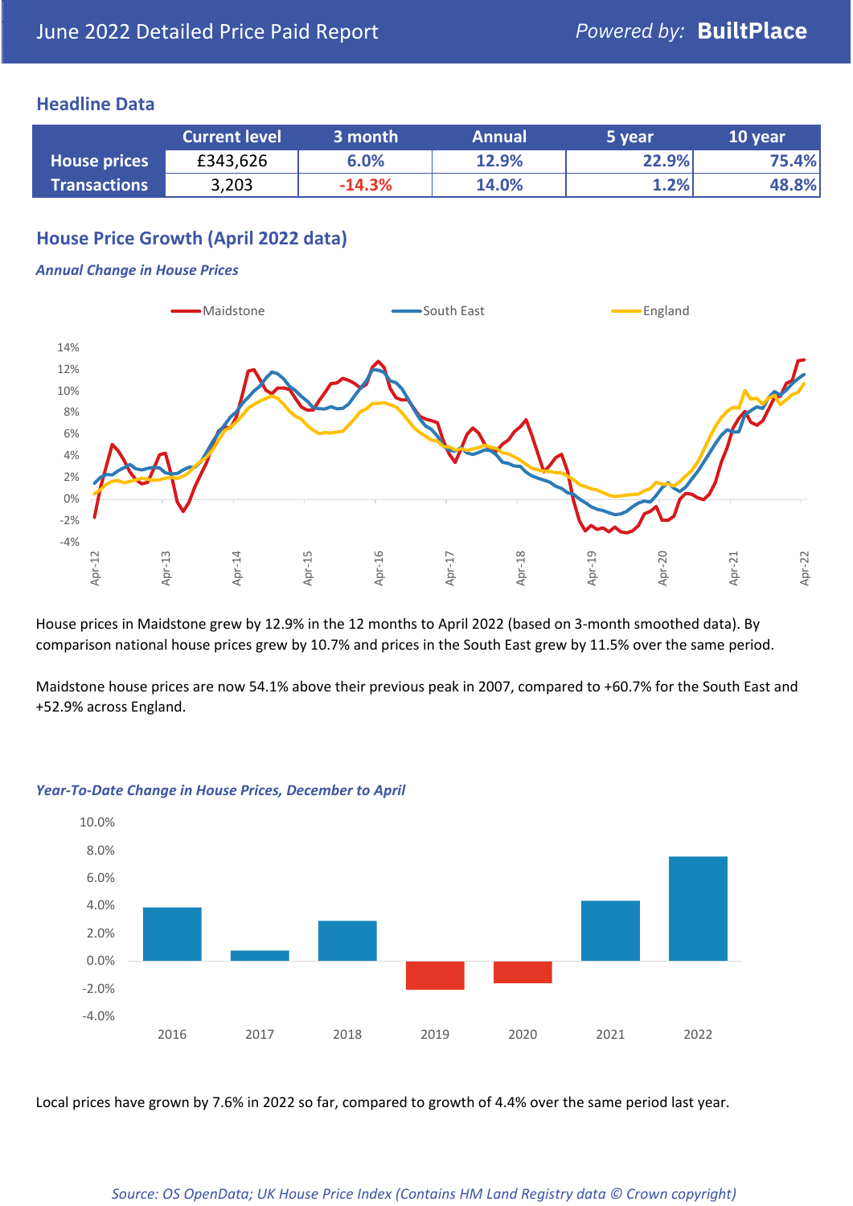## Headline Data

| | Current level | 3 month | Annual | 5 year | 10 year |
|---|---|---|---|---|---|
| **House prices** | £343,626 | 6.0% | 12.9% | 22.9% | 75.4% |
| **Transactions** | 3,203 | -14.3% | 14.0% | 1.2% | 48.8% |

## House Price Growth (April 2022 data)

*Annual Change in House Prices*

House prices in Maidstone grew by 12.9% in the 12 months to April 2022 (based on 3-month smoothed data). By comparison national house prices grew by 10.7% and prices in the South East grew by 11.5% over the same period.

Maidstone house prices are now 54.1% above their previous peak in 2007, compared to +60.7% for the South East and +52.9% across England.

*Year-To-Date Change in House Prices, December to April*

Local prices have grown by 7.6% in 2022 so far, compared to growth of 4.4% over the same period last year.

*Source: OS OpenData; UK House Price Index (Contains HM Land Registry data © Crown copyright)*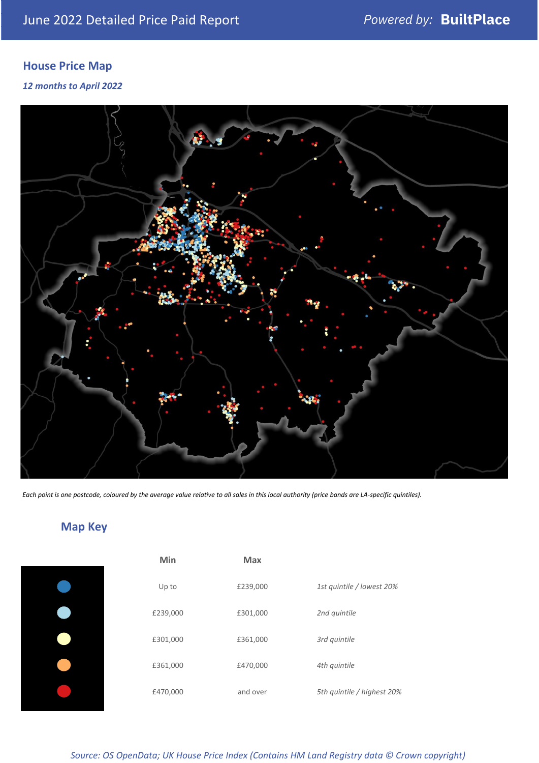June 2022 Detailed Price Paid Report

*Powered by:* **BuiltPlace**

## House Price Map

*12 months to April 2022*

*Each point is one postcode, coloured by the average value relative to all sales in this local authority (price bands are LA-specific quintiles).*

## Map Key

| | Min | Max | |
|---|---|---|---|
| | Up to | £239,000 | *1st quintile / lowest 20%* |
| | £239,000 | £301,000 | *2nd quintile* |
| | £301,000 | £361,000 | *3rd quintile* |
| | £361,000 | £470,000 | *4th quintile* |
| | £470,000 | and over | *5th quintile / highest 20%* |

*Source: OS OpenData; UK House Price Index (Contains HM Land Registry data © Crown copyright)*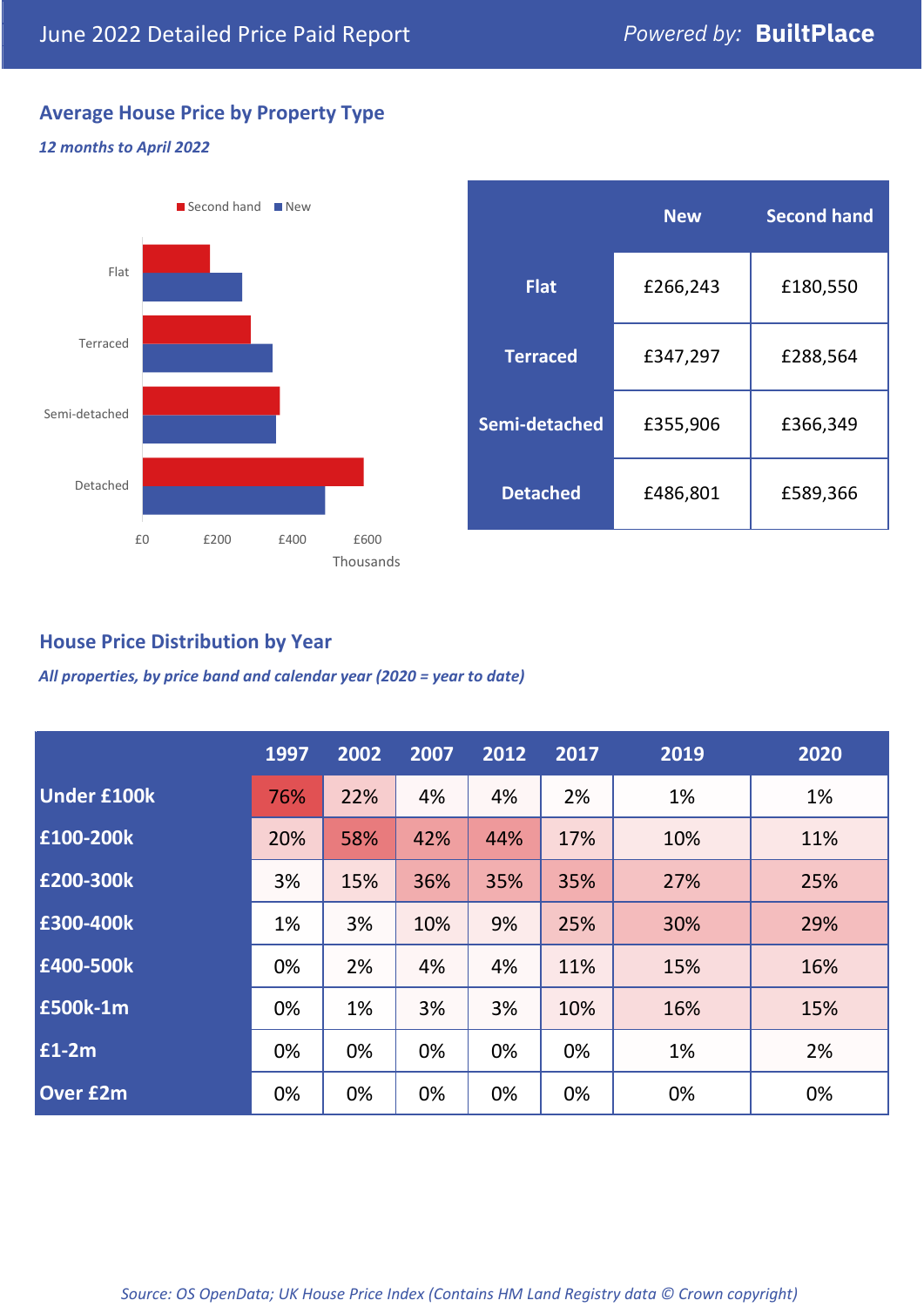## June 2022 Detailed Price Paid Report

Powered by: **BuiltPlace**

### Average House Price by Property Type

*12 months to April 2022*

|  | New | Second hand |
|---|---|---|
| **Flat** | £266,243 | £180,550 |
| **Terraced** | £347,297 | £288,564 |
| **Semi-detached** | £355,906 | £366,349 |
| **Detached** | £486,801 | £589,366 |

### House Price Distribution by Year

*All properties, by price band and calendar year (2020 = year to date)*

|  | 1997 | 2002 | 2007 | 2012 | 2017 | 2019 | 2020 |
|---|---|---|---|---|---|---|---|
| **Under £100k** | 76% | 22% | 4% | 4% | 2% | 1% | 1% |
| **£100-200k** | 20% | 58% | 42% | 44% | 17% | 10% | 11% |
| **£200-300k** | 3% | 15% | 36% | 35% | 35% | 27% | 25% |
| **£300-400k** | 1% | 3% | 10% | 9% | 25% | 30% | 29% |
| **£400-500k** | 0% | 2% | 4% | 4% | 11% | 15% | 16% |
| **£500k-1m** | 0% | 1% | 3% | 3% | 10% | 16% | 15% |
| **£1-2m** | 0% | 0% | 0% | 0% | 0% | 1% | 2% |
| **Over £2m** | 0% | 0% | 0% | 0% | 0% | 0% | 0% |

*Source: OS OpenData; UK House Price Index (Contains HM Land Registry data © Crown copyright)*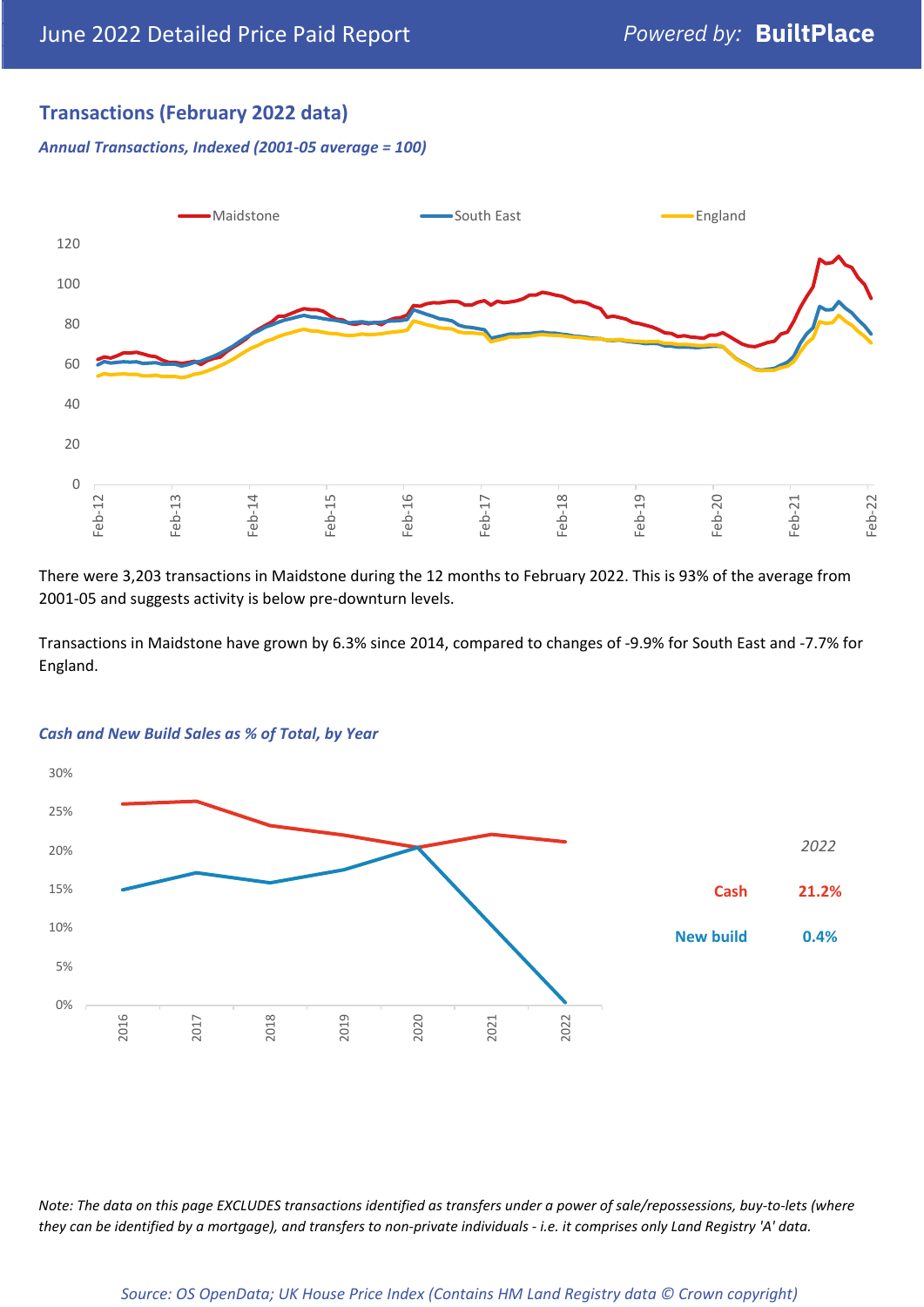## Transactions (February 2022 data)

*Annual Transactions, Indexed (2001-05 average = 100)*

There were 3,203 transactions in Maidstone during the 12 months to February 2022. This is 93% of the average from 2001-05 and suggests activity is below pre-downturn levels.

Transactions in Maidstone have grown by 6.3% since 2014, compared to changes of -9.9% for South East and -7.7% for England.

*Cash and New Build Sales as % of Total, by Year*

| 2022 | |
|---|---|
| Cash | 21.2% |
| New build | 0.4% |

*Note: The data on this page EXCLUDES transactions identified as transfers under a power of sale/repossessions, buy-to-lets (where they can be identified by a mortgage), and transfers to non-private individuals - i.e. it comprises only Land Registry 'A' data.*

*Source: OS OpenData; UK House Price Index (Contains HM Land Registry data © Crown copyright)*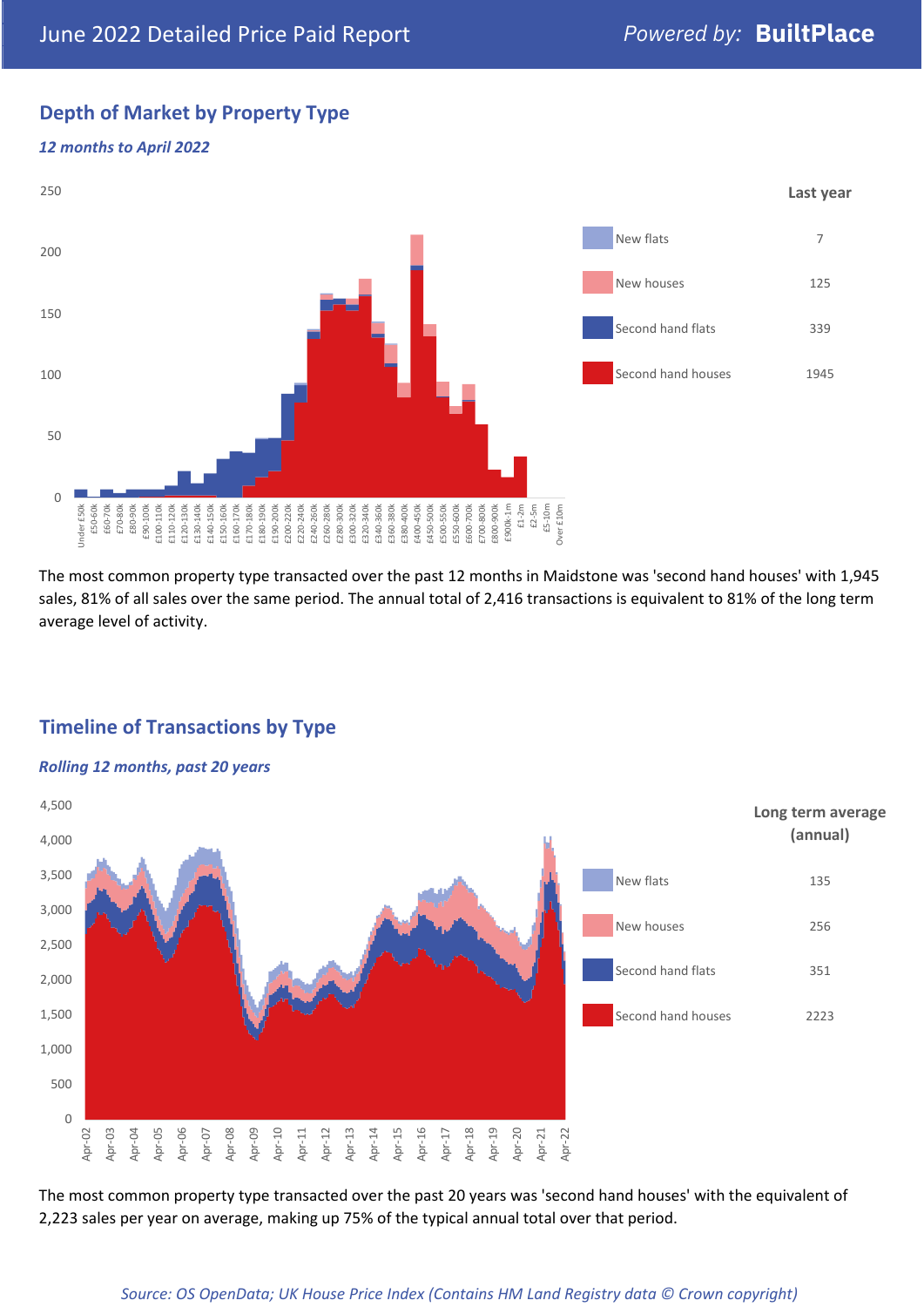June 2022 Detailed Price Paid Report

Powered by: **BuiltPlace**

## Depth of Market by Property Type

*12 months to April 2022*

250
200
150
100
50
0

Under £50k, £50-60k, £60-70k, £70-80k, £80-90k, £90-100k, £100-110k, £110-120k, £120-130k, £130-140k, £140-150k, £150-160k, £160-170k, £170-180k, £180-190k, £190-200k, £200-220k, £220-240k, £240-260k, £260-280k, £280-300k, £300-320k, £320-340k, £340-360k, £360-380k, £380-400k, £400-450k, £450-500k, £500-550k, £550-600k, £600-700k, £700-800k, £800-900k, £900k-1m, £1-2m, £2-5m, £5-10m, Over £10m

**Last year**

New flats 7
New houses 125
Second hand flats 339
Second hand houses 1945

The most common property type transacted over the past 12 months in Maidstone was 'second hand houses' with 1,945 sales, 81% of all sales over the same period. The annual total of 2,416 transactions is equivalent to 81% of the long term average level of activity.

## Timeline of Transactions by Type

*Rolling 12 months, past 20 years*

4,500
4,000
3,500
3,000
2,500
2,000
1,500
1,000
500
0

Apr-02, Apr-03, Apr-04, Apr-05, Apr-06, Apr-07, Apr-08, Apr-09, Apr-10, Apr-11, Apr-12, Apr-13, Apr-14, Apr-15, Apr-16, Apr-17, Apr-18, Apr-19, Apr-20, Apr-21, Apr-22

**Long term average (annual)**

New flats 135
New houses 256
Second hand flats 351
Second hand houses 2223

The most common property type transacted over the past 20 years was 'second hand houses' with the equivalent of 2,223 sales per year on average, making up 75% of the typical annual total over that period.

*Source: OS OpenData; UK House Price Index (Contains HM Land Registry data © Crown copyright)*